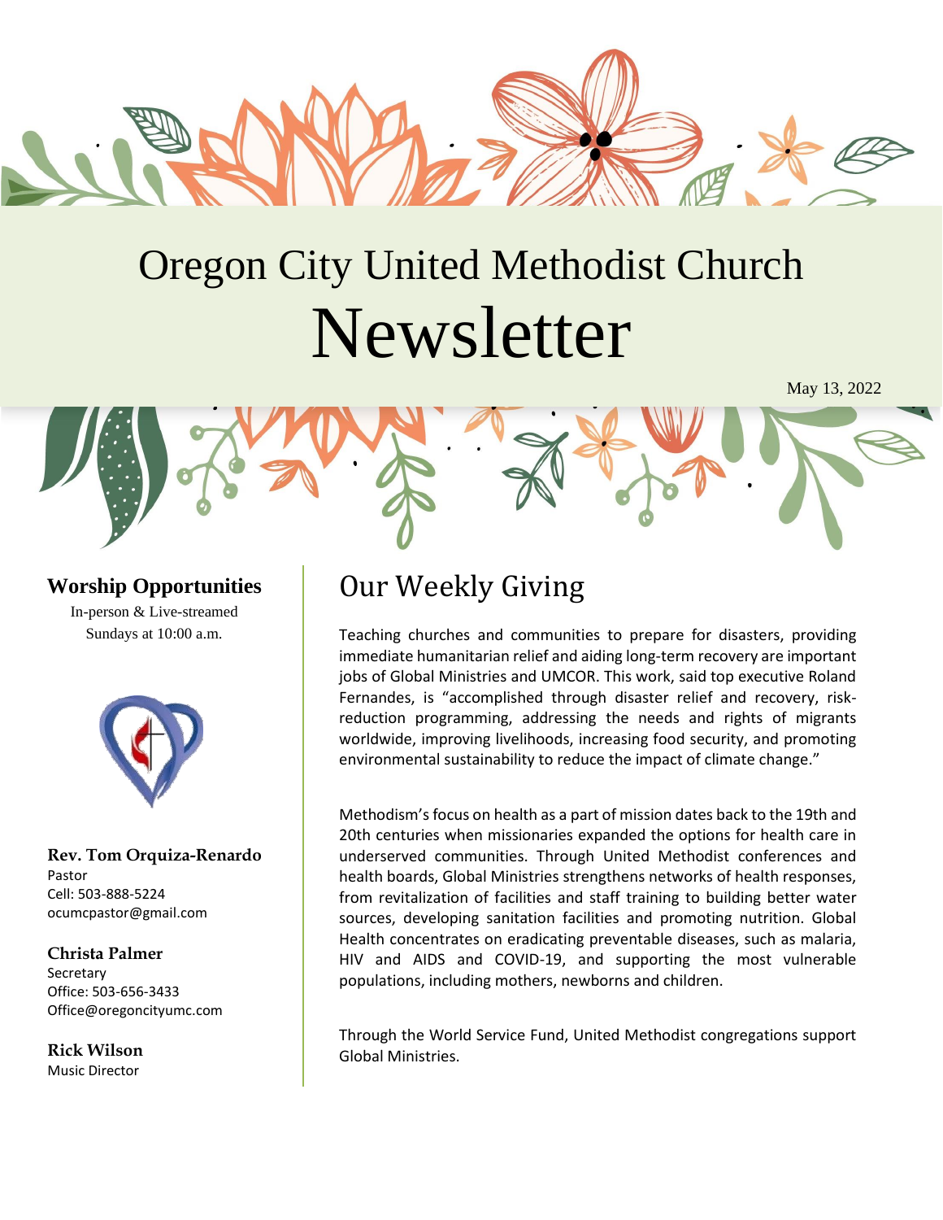# Oregon City United Methodist Church Newsletter

May 13, 2022

## Worship Opportunities

In-person & Live-streamed
Sundays at 10:00 a.m.

**Rev. Tom Orquiza-Renardo**
Pastor
Cell: 503-888-5224
ocumcpastor@gmail.com

**Christa Palmer**
Secretary
Office: 503-656-3433
Office@oregoncityumc.com

**Rick Wilson**
Music Director

## Our Weekly Giving

Teaching churches and communities to prepare for disasters, providing immediate humanitarian relief and aiding long-term recovery are important jobs of Global Ministries and UMCOR. This work, said top executive Roland Fernandes, is "accomplished through disaster relief and recovery, risk-reduction programming, addressing the needs and rights of migrants worldwide, improving livelihoods, increasing food security, and promoting environmental sustainability to reduce the impact of climate change."

Methodism's focus on health as a part of mission dates back to the 19th and 20th centuries when missionaries expanded the options for health care in underserved communities. Through United Methodist conferences and health boards, Global Ministries strengthens networks of health responses, from revitalization of facilities and staff training to building better water sources, developing sanitation facilities and promoting nutrition. Global Health concentrates on eradicating preventable diseases, such as malaria, HIV and AIDS and COVID-19, and supporting the most vulnerable populations, including mothers, newborns and children.

Through the World Service Fund, United Methodist congregations support Global Ministries.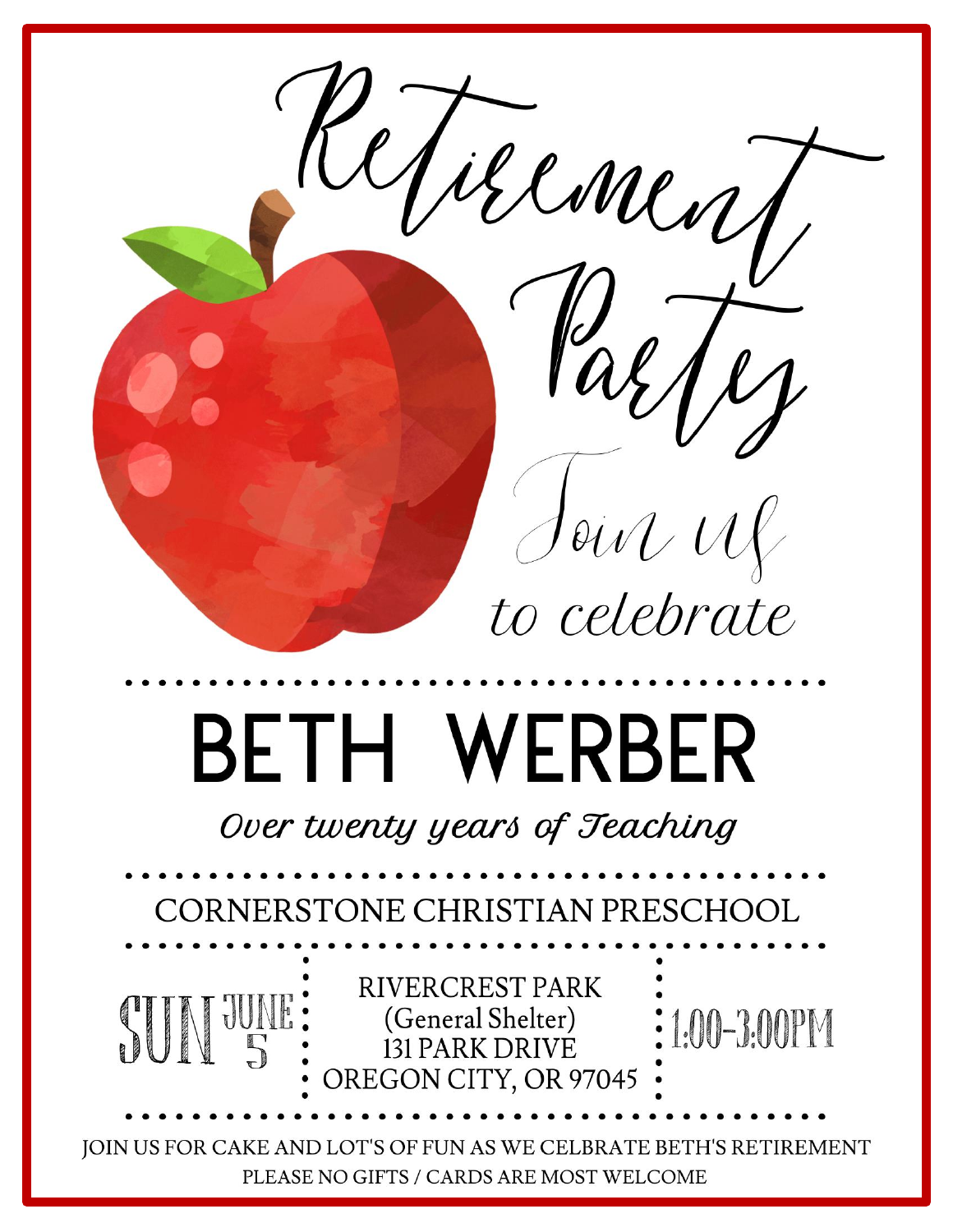# Retirement Party

*Join us*

*to celebrate*

# BETH WERBER

*Over twenty years of Teaching*

CORNERSTONE CHRISTIAN PRESCHOOL

SUN JUNE 5

RIVERCREST PARK
(General Shelter)
131 PARK DRIVE
OREGON CITY, OR 97045

1:00-3:00PM

JOIN US FOR CAKE AND LOT'S OF FUN AS WE CELBRATE BETH'S RETIREMENT

PLEASE NO GIFTS / CARDS ARE MOST WELCOME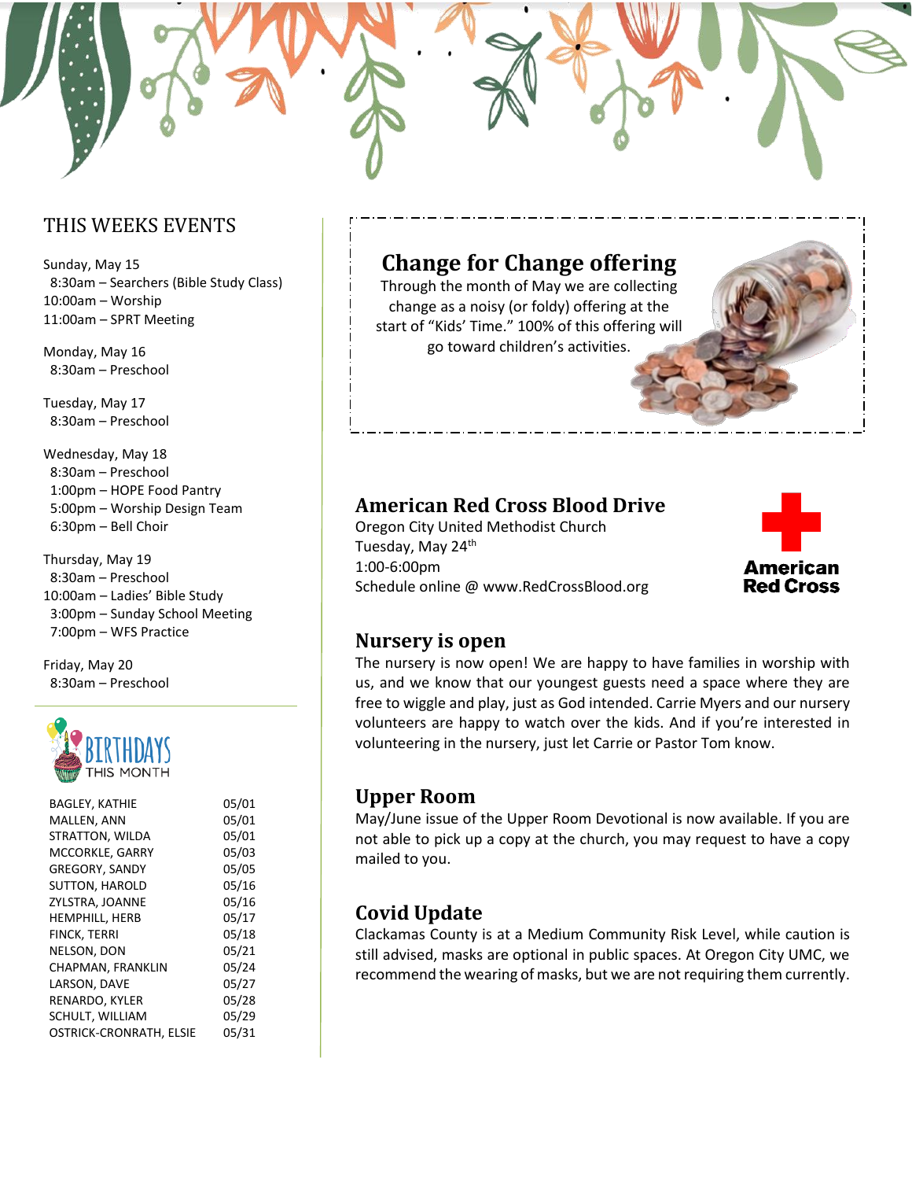## THIS WEEKS EVENTS

Sunday, May 15
8:30am – Searchers (Bible Study Class)
10:00am – Worship
11:00am – SPRT Meeting

Monday, May 16
8:30am – Preschool

Tuesday, May 17
8:30am – Preschool

Wednesday, May 18
8:30am – Preschool
1:00pm – HOPE Food Pantry
5:00pm – Worship Design Team
6:30pm – Bell Choir

Thursday, May 19
8:30am – Preschool
10:00am – Ladies' Bible Study
3:00pm – Sunday School Meeting
7:00pm – WFS Practice

Friday, May 20
8:30am – Preschool

## BIRTHDAYS THIS MONTH

| | |
|---|---|
| BAGLEY, KATHIE | 05/01 |
| MALLEN, ANN | 05/01 |
| STRATTON, WILDA | 05/01 |
| MCCORKLE, GARRY | 05/03 |
| GREGORY, SANDY | 05/05 |
| SUTTON, HAROLD | 05/16 |
| ZYLSTRA, JOANNE | 05/16 |
| HEMPHILL, HERB | 05/17 |
| FINCK, TERRI | 05/18 |
| NELSON, DON | 05/21 |
| CHAPMAN, FRANKLIN | 05/24 |
| LARSON, DAVE | 05/27 |
| RENARDO, KYLER | 05/28 |
| SCHULT, WILLIAM | 05/29 |
| OSTRICK-CRONRATH, ELSIE | 05/31 |

## Change for Change offering

Through the month of May we are collecting change as a noisy (or foldy) offering at the start of "Kids' Time." 100% of this offering will go toward children's activities.

## American Red Cross Blood Drive

Oregon City United Methodist Church
Tuesday, May 24th
1:00-6:00pm
Schedule online @ www.RedCrossBlood.org

American Red Cross

## Nursery is open

The nursery is now open! We are happy to have families in worship with us, and we know that our youngest guests need a space where they are free to wiggle and play, just as God intended. Carrie Myers and our nursery volunteers are happy to watch over the kids. And if you're interested in volunteering in the nursery, just let Carrie or Pastor Tom know.

## Upper Room

May/June issue of the Upper Room Devotional is now available. If you are not able to pick up a copy at the church, you may request to have a copy mailed to you.

## Covid Update

Clackamas County is at a Medium Community Risk Level, while caution is still advised, masks are optional in public spaces. At Oregon City UMC, we recommend the wearing of masks, but we are not requiring them currently.